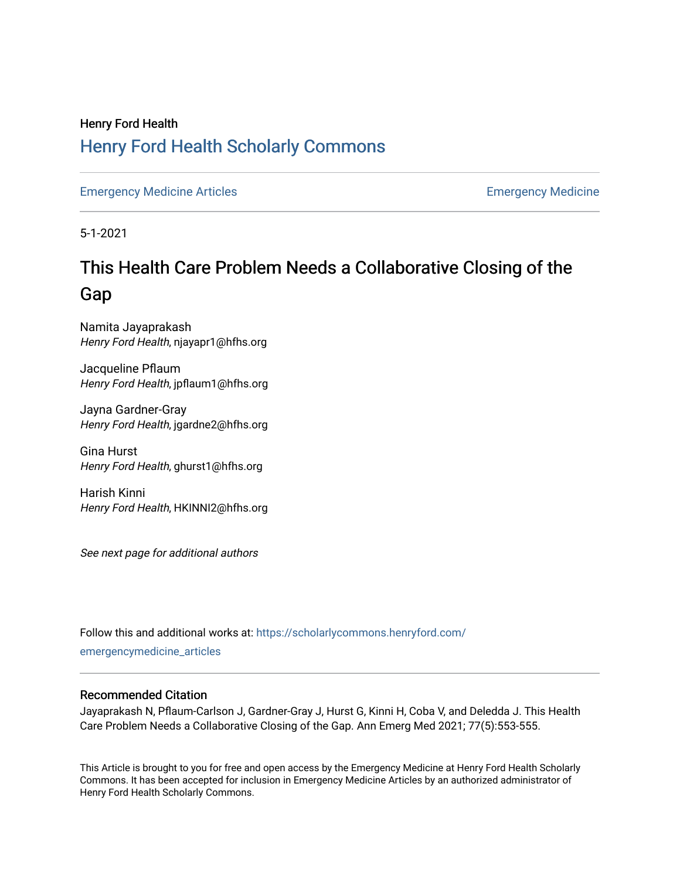Henry Ford Health

# Henry Ford Health Scholarly Commons

Emergency Medicine Articles | Emergency Medicine

5-1-2021

## This Health Care Problem Needs a Collaborative Closing of the Gap

Namita Jayaprakash
*Henry Ford Health*, njayapr1@hfhs.org

Jacqueline Pflaum
*Henry Ford Health*, jpflaum1@hfhs.org

Jayna Gardner-Gray
*Henry Ford Health*, jgardne2@hfhs.org

Gina Hurst
*Henry Ford Health*, ghurst1@hfhs.org

Harish Kinni
*Henry Ford Health*, HKINNI2@hfhs.org

*See next page for additional authors*

Follow this and additional works at: https://scholarlycommons.henryford.com/emergencymedicine_articles

### Recommended Citation

Jayaprakash N, Pflaum-Carlson J, Gardner-Gray J, Hurst G, Kinni H, Coba V, and Deledda J. This Health Care Problem Needs a Collaborative Closing of the Gap. Ann Emerg Med 2021; 77(5):553-555.

This Article is brought to you for free and open access by the Emergency Medicine at Henry Ford Health Scholarly Commons. It has been accepted for inclusion in Emergency Medicine Articles by an authorized administrator of Henry Ford Health Scholarly Commons.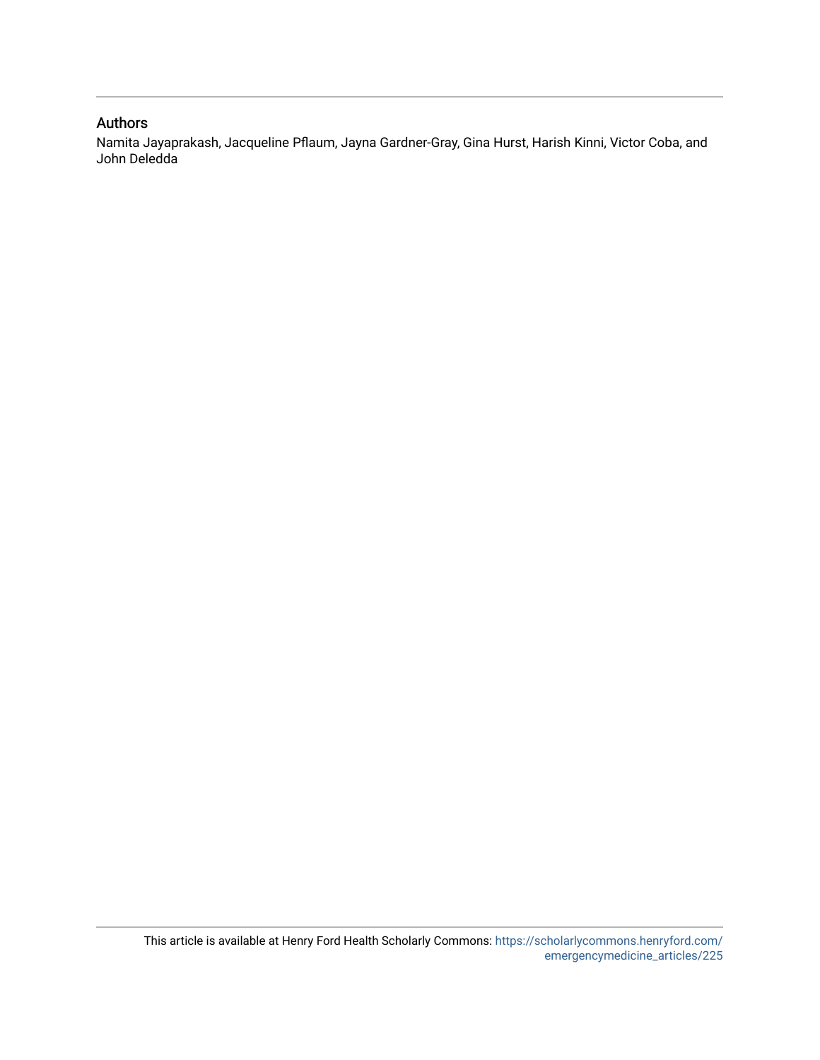## Authors

Namita Jayaprakash, Jacqueline Pflaum, Jayna Gardner-Gray, Gina Hurst, Harish Kinni, Victor Coba, and John Deledda

This article is available at Henry Ford Health Scholarly Commons: https://scholarlycommons.henryford.com/emergencymedicine_articles/225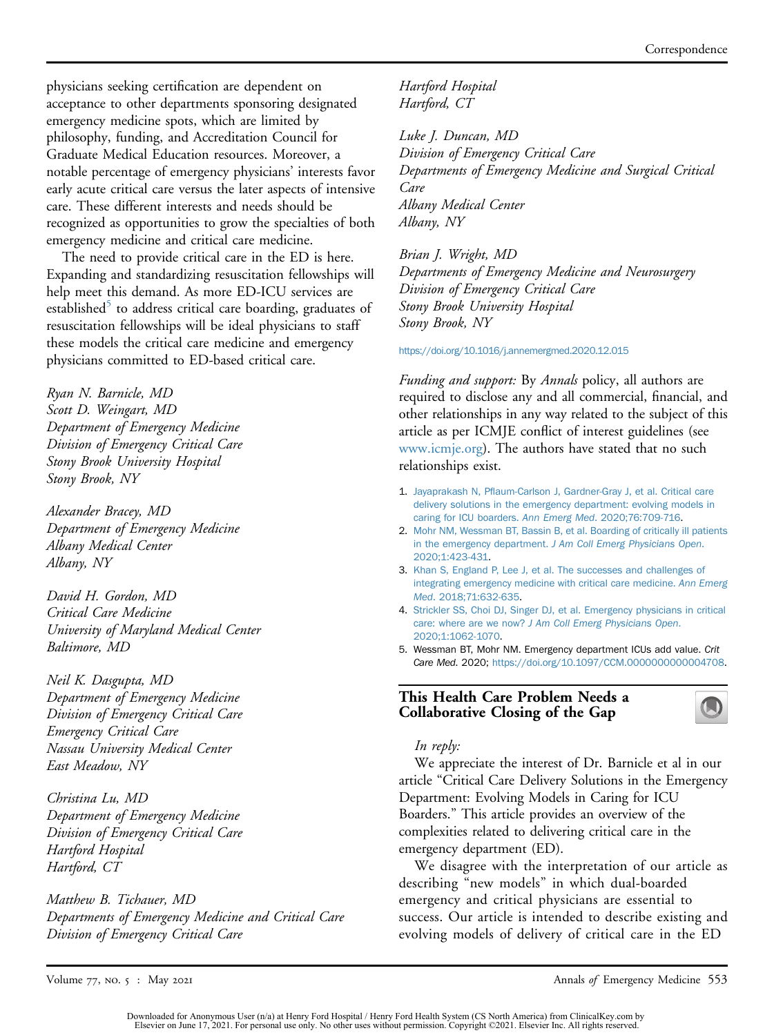physicians seeking certification are dependent on acceptance to other departments sponsoring designated emergency medicine spots, which are limited by philosophy, funding, and Accreditation Council for Graduate Medical Education resources. Moreover, a notable percentage of emergency physicians' interests favor early acute critical care versus the later aspects of intensive care. These different interests and needs should be recognized as opportunities to grow the specialties of both emergency medicine and critical care medicine.

The need to provide critical care in the ED is here. Expanding and standardizing resuscitation fellowships will help meet this demand. As more ED-ICU services are established[5] to address critical care boarding, graduates of resuscitation fellowships will be ideal physicians to staff these models the critical care medicine and emergency physicians committed to ED-based critical care.

*Ryan N. Barnicle, MD*
*Scott D. Weingart, MD*
*Department of Emergency Medicine*
*Division of Emergency Critical Care*
*Stony Brook University Hospital*
*Stony Brook, NY*

*Alexander Bracey, MD*
*Department of Emergency Medicine*
*Albany Medical Center*
*Albany, NY*

*David H. Gordon, MD*
*Critical Care Medicine*
*University of Maryland Medical Center*
*Baltimore, MD*

*Neil K. Dasgupta, MD*
*Department of Emergency Medicine*
*Division of Emergency Critical Care*
*Emergency Critical Care*
*Nassau University Medical Center*
*East Meadow, NY*

*Christina Lu, MD*
*Department of Emergency Medicine*
*Division of Emergency Critical Care*
*Hartford Hospital*
*Hartford, CT*

*Matthew B. Tichauer, MD*
*Departments of Emergency Medicine and Critical Care*
*Division of Emergency Critical Care*
*Hartford Hospital*
*Hartford, CT*

*Luke J. Duncan, MD*
*Division of Emergency Critical Care*
*Departments of Emergency Medicine and Surgical Critical Care*
*Albany Medical Center*
*Albany, NY*

*Brian J. Wright, MD*
*Departments of Emergency Medicine and Neurosurgery*
*Division of Emergency Critical Care*
*Stony Brook University Hospital*
*Stony Brook, NY*

https://doi.org/10.1016/j.annemergmed.2020.12.015

*Funding and support:* By *Annals* policy, all authors are required to disclose any and all commercial, financial, and other relationships in any way related to the subject of this article as per ICMJE conflict of interest guidelines (see www.icmje.org). The authors have stated that no such relationships exist.

1. Jayaprakash N, Pflaum-Carlson J, Gardner-Gray J, et al. Critical care delivery solutions in the emergency department: evolving models in caring for ICU boarders. *Ann Emerg Med*. 2020;76:709-716.
2. Mohr NM, Wessman BT, Bassin B, et al. Boarding of critically ill patients in the emergency department. *J Am Coll Emerg Physicians Open*. 2020;1:423-431.
3. Khan S, England P, Lee J, et al. The successes and challenges of integrating emergency medicine with critical care medicine. *Ann Emerg Med*. 2018;71:632-635.
4. Strickler SS, Choi DJ, Singer DJ, et al. Emergency physicians in critical care: where are we now? *J Am Coll Emerg Physicians Open*. 2020;1:1062-1070.
5. Wessman BT, Mohr NM. Emergency department ICUs add value. *Crit Care Med*. 2020; https://doi.org/10.1097/CCM.0000000000004708.

## This Health Care Problem Needs a Collaborative Closing of the Gap

*In reply:*

We appreciate the interest of Dr. Barnicle et al in our article "Critical Care Delivery Solutions in the Emergency Department: Evolving Models in Caring for ICU Boarders." This article provides an overview of the complexities related to delivering critical care in the emergency department (ED).

We disagree with the interpretation of our article as describing "new models" in which dual-boarded emergency and critical physicians are essential to success. Our article is intended to describe existing and evolving models of delivery of critical care in the ED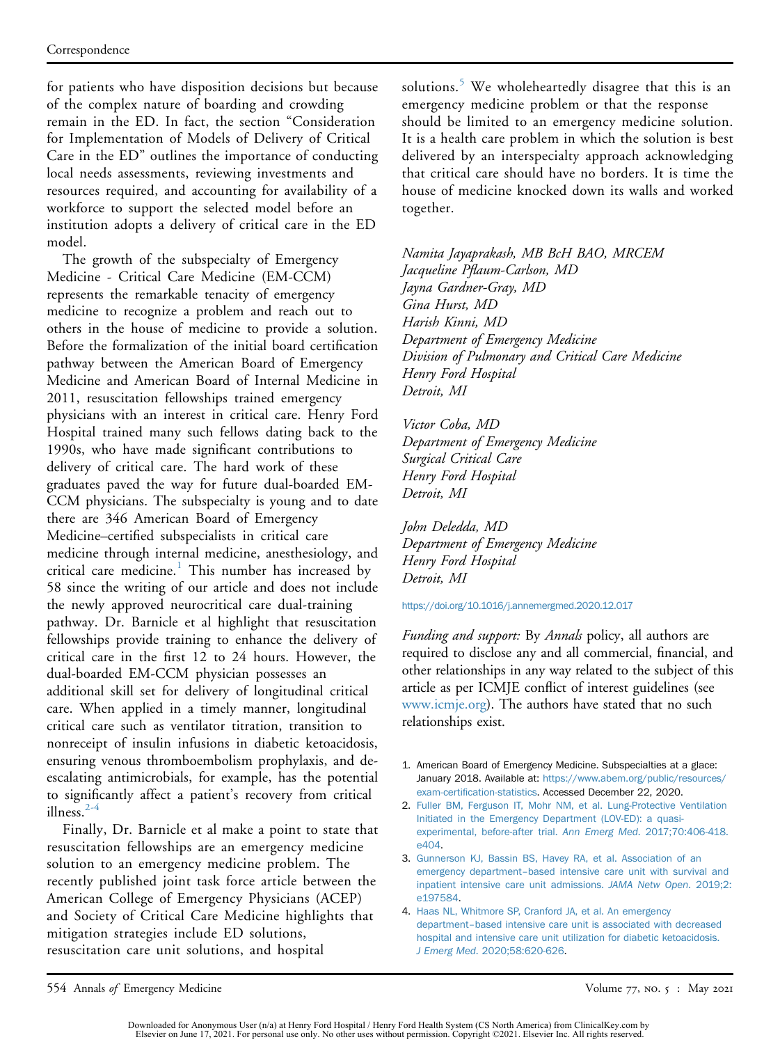for patients who have disposition decisions but because of the complex nature of boarding and crowding remain in the ED. In fact, the section "Consideration for Implementation of Models of Delivery of Critical Care in the ED" outlines the importance of conducting local needs assessments, reviewing investments and resources required, and accounting for availability of a workforce to support the selected model before an institution adopts a delivery of critical care in the ED model.

The growth of the subspecialty of Emergency Medicine - Critical Care Medicine (EM-CCM) represents the remarkable tenacity of emergency medicine to recognize a problem and reach out to others in the house of medicine to provide a solution. Before the formalization of the initial board certification pathway between the American Board of Emergency Medicine and American Board of Internal Medicine in 2011, resuscitation fellowships trained emergency physicians with an interest in critical care. Henry Ford Hospital trained many such fellows dating back to the 1990s, who have made significant contributions to delivery of critical care. The hard work of these graduates paved the way for future dual-boarded EM-CCM physicians. The subspecialty is young and to date there are 346 American Board of Emergency Medicine–certified subspecialists in critical care medicine through internal medicine, anesthesiology, and critical care medicine.[1] This number has increased by 58 since the writing of our article and does not include the newly approved neurocritical care dual-training pathway. Dr. Barnicle et al highlight that resuscitation fellowships provide training to enhance the delivery of critical care in the first 12 to 24 hours. However, the dual-boarded EM-CCM physician possesses an additional skill set for delivery of longitudinal critical care. When applied in a timely manner, longitudinal critical care such as ventilator titration, transition to nonreceipt of insulin infusions in diabetic ketoacidosis, ensuring venous thromboembolism prophylaxis, and de-escalating antimicrobials, for example, has the potential to significantly affect a patient's recovery from critical illness.[2-4]

Finally, Dr. Barnicle et al make a point to state that resuscitation fellowships are an emergency medicine solution to an emergency medicine problem. The recently published joint task force article between the American College of Emergency Physicians (ACEP) and Society of Critical Care Medicine highlights that mitigation strategies include ED solutions, resuscitation care unit solutions, and hospital solutions.[5] We wholeheartedly disagree that this is an emergency medicine problem or that the response should be limited to an emergency medicine solution. It is a health care problem in which the solution is best delivered by an interspecialty approach acknowledging that critical care should have no borders. It is time the house of medicine knocked down its walls and worked together.

*Namita Jayaprakash, MB BcH BAO, MRCEM*
*Jacqueline Pflaum-Carlson, MD*
*Jayna Gardner-Gray, MD*
*Gina Hurst, MD*
*Harish Kinni, MD*
*Department of Emergency Medicine*
*Division of Pulmonary and Critical Care Medicine*
*Henry Ford Hospital*
*Detroit, MI*

*Victor Coba, MD*
*Department of Emergency Medicine*
*Surgical Critical Care*
*Henry Ford Hospital*
*Detroit, MI*

*John Deledda, MD*
*Department of Emergency Medicine*
*Henry Ford Hospital*
*Detroit, MI*

https://doi.org/10.1016/j.annemergmed.2020.12.017

*Funding and support:* By *Annals* policy, all authors are required to disclose any and all commercial, financial, and other relationships in any way related to the subject of this article as per ICMJE conflict of interest guidelines (see www.icmje.org). The authors have stated that no such relationships exist.

1. American Board of Emergency Medicine. Subspecialties at a glace: January 2018. Available at: https://www.abem.org/public/resources/exam-certification-statistics. Accessed December 22, 2020.
2. Fuller BM, Ferguson IT, Mohr NM, et al. Lung-Protective Ventilation Initiated in the Emergency Department (LOV-ED): a quasi-experimental, before-after trial. *Ann Emerg Med*. 2017;70:406-418.e404.
3. Gunnerson KJ, Bassin BS, Havey RA, et al. Association of an emergency department–based intensive care unit with survival and inpatient intensive care unit admissions. *JAMA Netw Open*. 2019;2:e197584.
4. Haas NL, Whitmore SP, Cranford JA, et al. An emergency department–based intensive care unit is associated with decreased hospital and intensive care unit utilization for diabetic ketoacidosis. *J Emerg Med*. 2020;58:620-626.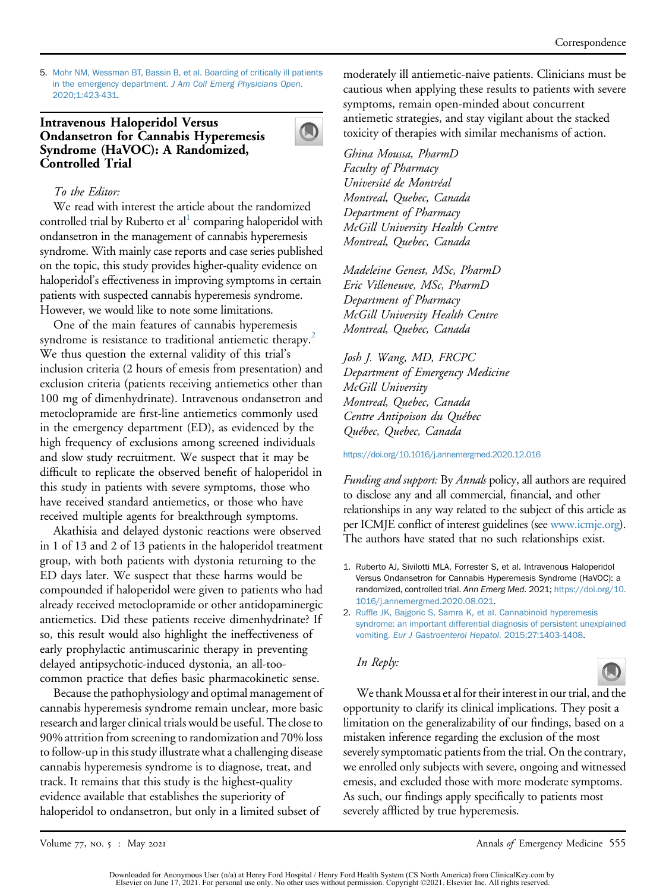5. Mohr NM, Wessman BT, Bassin B, et al. Boarding of critically ill patients in the emergency department. *J Am Coll Emerg Physicians Open*. 2020;1:423-431.

## Intravenous Haloperidol Versus Ondansetron for Cannabis Hyperemesis Syndrome (HaVOC): A Randomized, Controlled Trial

*To the Editor:*

We read with interest the article about the randomized controlled trial by Ruberto et al[1] comparing haloperidol with ondansetron in the management of cannabis hyperemesis syndrome. With mainly case reports and case series published on the topic, this study provides higher-quality evidence on haloperidol's effectiveness in improving symptoms in certain patients with suspected cannabis hyperemesis syndrome. However, we would like to note some limitations.

One of the main features of cannabis hyperemesis syndrome is resistance to traditional antiemetic therapy.[2] We thus question the external validity of this trial's inclusion criteria (2 hours of emesis from presentation) and exclusion criteria (patients receiving antiemetics other than 100 mg of dimenhydrinate). Intravenous ondansetron and metoclopramide are first-line antiemetics commonly used in the emergency department (ED), as evidenced by the high frequency of exclusions among screened individuals and slow study recruitment. We suspect that it may be difficult to replicate the observed benefit of haloperidol in this study in patients with severe symptoms, those who have received standard antiemetics, or those who have received multiple agents for breakthrough symptoms.

Akathisia and delayed dystonic reactions were observed in 1 of 13 and 2 of 13 patients in the haloperidol treatment group, with both patients with dystonia returning to the ED days later. We suspect that these harms would be compounded if haloperidol were given to patients who had already received metoclopramide or other antidopaminergic antiemetics. Did these patients receive dimenhydrinate? If so, this result would also highlight the ineffectiveness of early prophylactic antimuscarinic therapy in preventing delayed antipsychotic-induced dystonia, an all-too-common practice that defies basic pharmacokinetic sense.

Because the pathophysiology and optimal management of cannabis hyperemesis syndrome remain unclear, more basic research and larger clinical trials would be useful. The close to 90% attrition from screening to randomization and 70% loss to follow-up in this study illustrate what a challenging disease cannabis hyperemesis syndrome is to diagnose, treat, and track. It remains that this study is the highest-quality evidence available that establishes the superiority of haloperidol to ondansetron, but only in a limited subset of moderately ill antiemetic-naive patients. Clinicians must be cautious when applying these results to patients with severe symptoms, remain open-minded about concurrent antiemetic strategies, and stay vigilant about the stacked toxicity of therapies with similar mechanisms of action.

*Ghina Moussa, PharmD*
*Faculty of Pharmacy*
*Université de Montréal*
*Montreal, Quebec, Canada*
*Department of Pharmacy*
*McGill University Health Centre*
*Montreal, Quebec, Canada*

*Madeleine Genest, MSc, PharmD*
*Eric Villeneuve, MSc, PharmD*
*Department of Pharmacy*
*McGill University Health Centre*
*Montreal, Quebec, Canada*

*Josh J. Wang, MD, FRCPC*
*Department of Emergency Medicine*
*McGill University*
*Montreal, Quebec, Canada*
*Centre Antipoison du Québec*
*Québec, Quebec, Canada*

https://doi.org/10.1016/j.annemergmed.2020.12.016

*Funding and support:* By *Annals* policy, all authors are required to disclose any and all commercial, financial, and other relationships in any way related to the subject of this article as per ICMJE conflict of interest guidelines (see www.icmje.org). The authors have stated that no such relationships exist.

1. Ruberto AJ, Sivilotti MLA, Forrester S, et al. Intravenous Haloperidol Versus Ondansetron for Cannabis Hyperemesis Syndrome (HaVOC): a randomized, controlled trial. *Ann Emerg Med*. 2021; https://doi.org/10.1016/j.annemergmed.2020.08.021.
2. Ruffle JK, Bajgoric S, Samra K, et al. Cannabinoid hyperemesis syndrome: an important differential diagnosis of persistent unexplained vomiting. *Eur J Gastroenterol Hepatol*. 2015;27:1403-1408.

*In Reply:*

We thank Moussa et al for their interest in our trial, and the opportunity to clarify its clinical implications. They posit a limitation on the generalizability of our findings, based on a mistaken inference regarding the exclusion of the most severely symptomatic patients from the trial. On the contrary, we enrolled only subjects with severe, ongoing and witnessed emesis, and excluded those with more moderate symptoms. As such, our findings apply specifically to patients most severely afflicted by true hyperemesis.